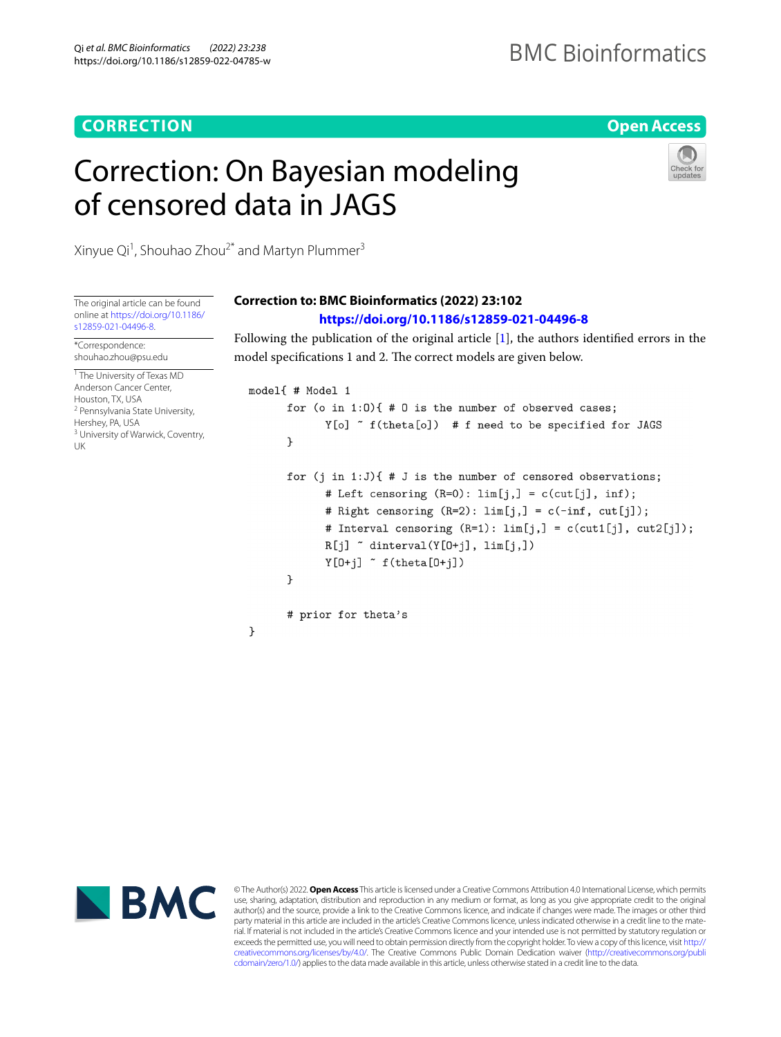**CORRECTION** **Open Access**

# Correction: On Bayesian modeling of censored data in JAGS

Xinyue Qi[1], Shouhao Zhou[2*] and Martyn Plummer[3]

The original article can be found online at https://doi.org/10.1186/s12859-021-04496-8.

*Correspondence: shouhao.zhou@psu.edu

[1] The University of Texas MD Anderson Cancer Center, Houston, TX, USA
[2] Pennsylvania State University, Hershey, PA, USA
[3] University of Warwick, Coventry, UK

## Correction to: BMC Bioinformatics (2022) 23:102

**https://doi.org/10.1186/s12859-021-04496-8**

Following the publication of the original article [1], the authors identified errors in the model specifications 1 and 2. The correct models are given below.

```
model{ # Model 1
      for (o in 1:O){ # O is the number of observed cases;
            Y[o] ~ f(theta[o])  # f need to be specified for JAGS
      }

      for (j in 1:J){ # J is the number of censored observations;
            # Left censoring (R=0): lim[j,] = c(cut[j], inf);
            # Right censoring (R=2): lim[j,] = c(-inf, cut[j]);
            # Interval censoring (R=1): lim[j,] = c(cut1[j], cut2[j]);
            R[j] ~ dinterval(Y[O+j], lim[j,])
            Y[O+j] ~ f(theta[O+j])
      }

      # prior for theta's
}
```

© The Author(s) 2022. **Open Access** This article is licensed under a Creative Commons Attribution 4.0 International License, which permits use, sharing, adaptation, distribution and reproduction in any medium or format, as long as you give appropriate credit to the original author(s) and the source, provide a link to the Creative Commons licence, and indicate if changes were made. The images or other third party material in this article are included in the article's Creative Commons licence, unless indicated otherwise in a credit line to the material. If material is not included in the article's Creative Commons licence and your intended use is not permitted by statutory regulation or exceeds the permitted use, you will need to obtain permission directly from the copyright holder. To view a copy of this licence, visit http://creativecommons.org/licenses/by/4.0/. The Creative Commons Public Domain Dedication waiver (http://creativecommons.org/publicdomain/zero/1.0/) applies to the data made available in this article, unless otherwise stated in a credit line to the data.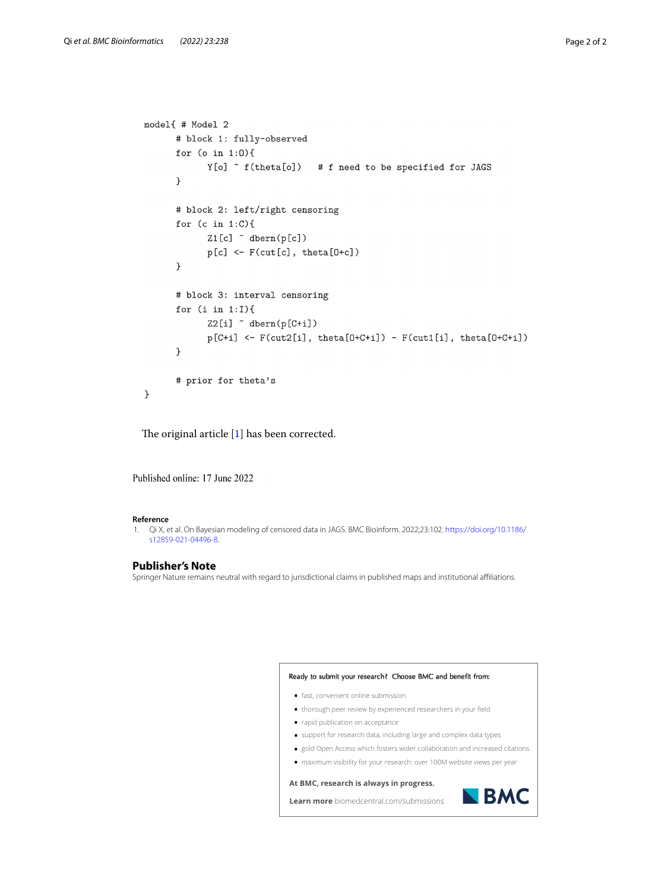```
model{ # Model 2
      # block 1: fully-observed
      for (o in 1:O){
            Y[o] ~ f(theta[o])    # f need to be specified for JAGS
      }

      # block 2: left/right censoring
      for (c in 1:C){
            Z1[c] ~ dbern(p[c])
            p[c] <- F(cut[c], theta[O+c])
      }

      # block 3: interval censoring
      for (i in 1:I){
            Z2[i] ~ dbern(p[C+i])
            p[C+i] <- F(cut2[i], theta[O+C+i]) - F(cut1[i], theta[O+C+i])
      }

      # prior for theta's
}
```

The original article [1] has been corrected.

Published online: 17 June 2022

**Reference**

1. Qi X, et al. On Bayesian modeling of censored data in JAGS. BMC Bioinform. 2022;23:102. https://doi.org/10.1186/s12859-021-04496-8.

## Publisher's Note

Springer Nature remains neutral with regard to jurisdictional claims in published maps and institutional affiliations.

Ready to submit your research? Choose BMC and benefit from:

- fast, convenient online submission
- thorough peer review by experienced researchers in your field
- rapid publication on acceptance
- support for research data, including large and complex data types
- gold Open Access which fosters wider collaboration and increased citations
- maximum visibility for your research: over 100M website views per year

**At BMC, research is always in progress.**

**Learn more** biomedcentral.com/submissions

BMC